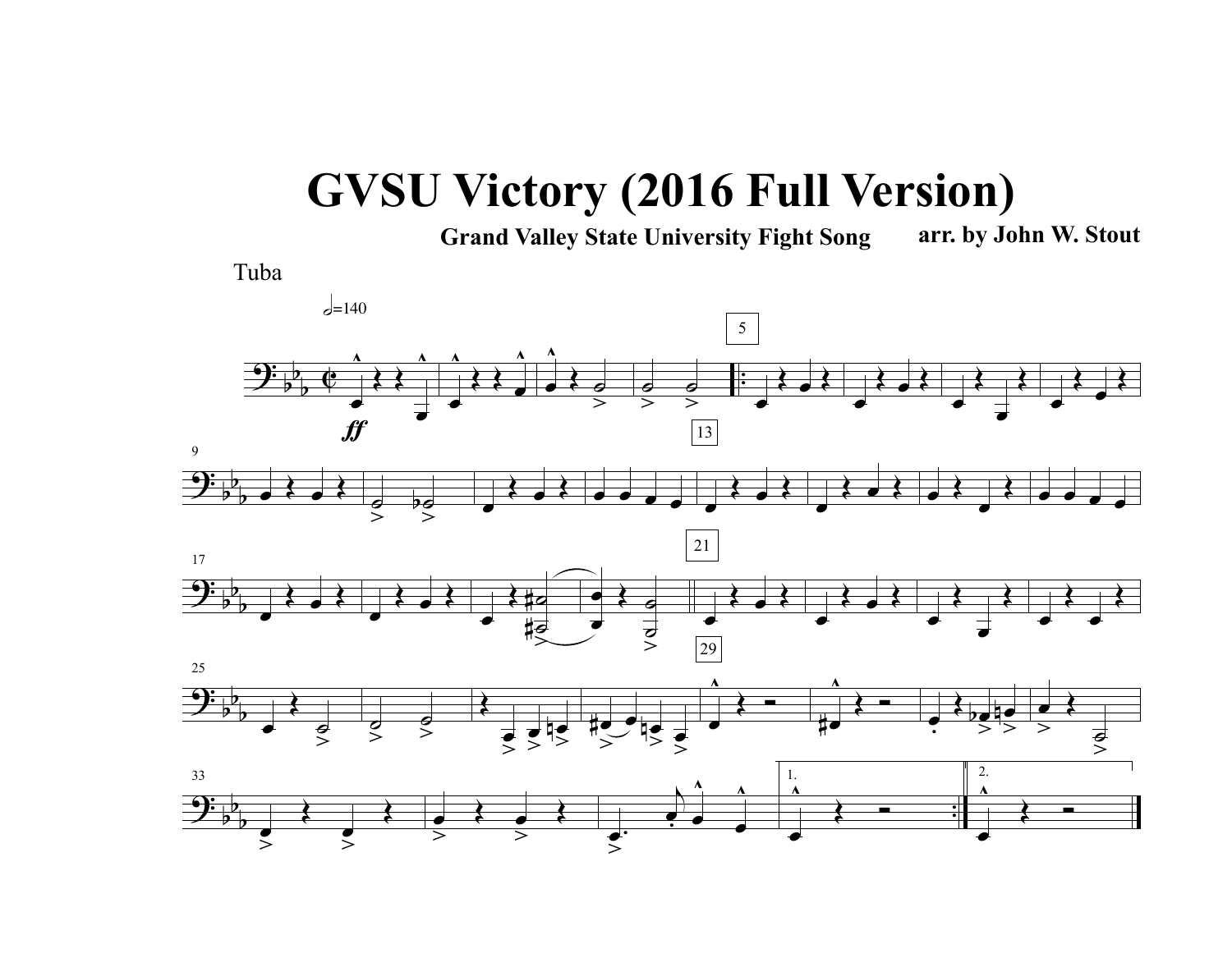# GVSU Victory (2016 Full Version)

**Grand Valley State University Fight Song** **arr. by John W. Stout**

Tuba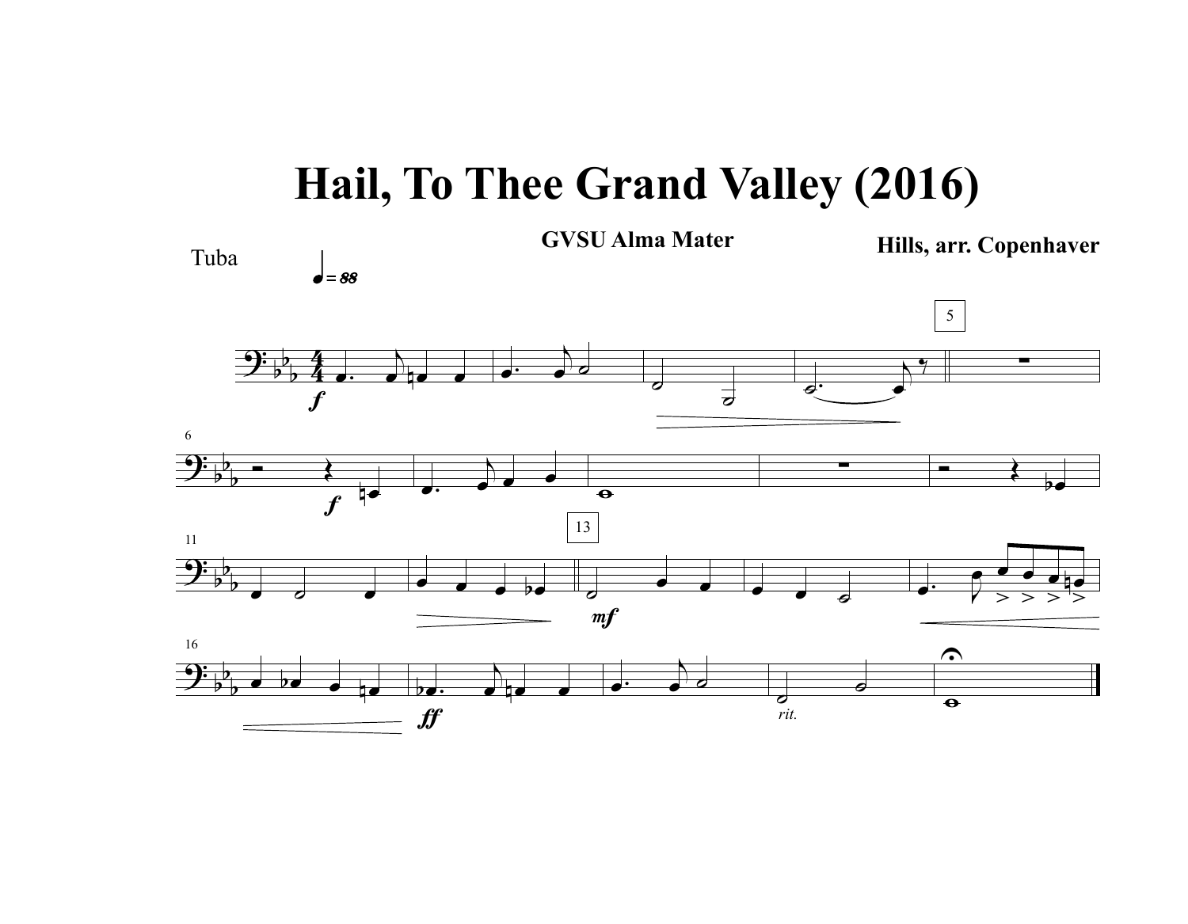# Hail, To Thee Grand Valley (2016)

**GVSU Alma Mater**

**Hills, arr. Copenhaver**

Tuba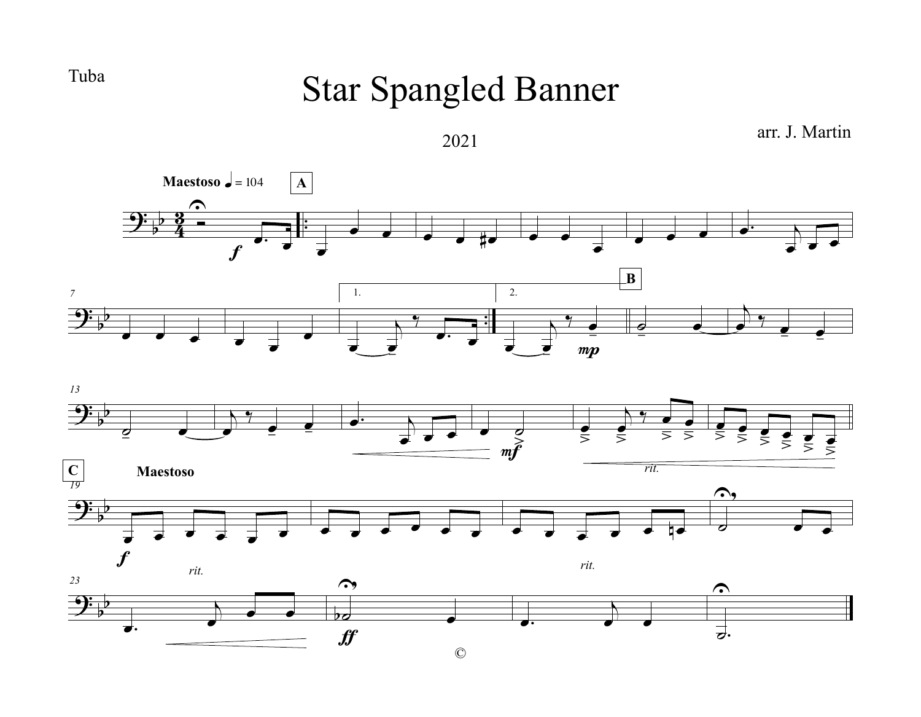Tuba

# Star Spangled Banner

2021

arr. J. Martin

Maestoso ♩ = 104

A

f

7

1.

2.

B

mp

13

mf

rit.

C

Maestoso

19

f

rit.

rit.

23

ff

©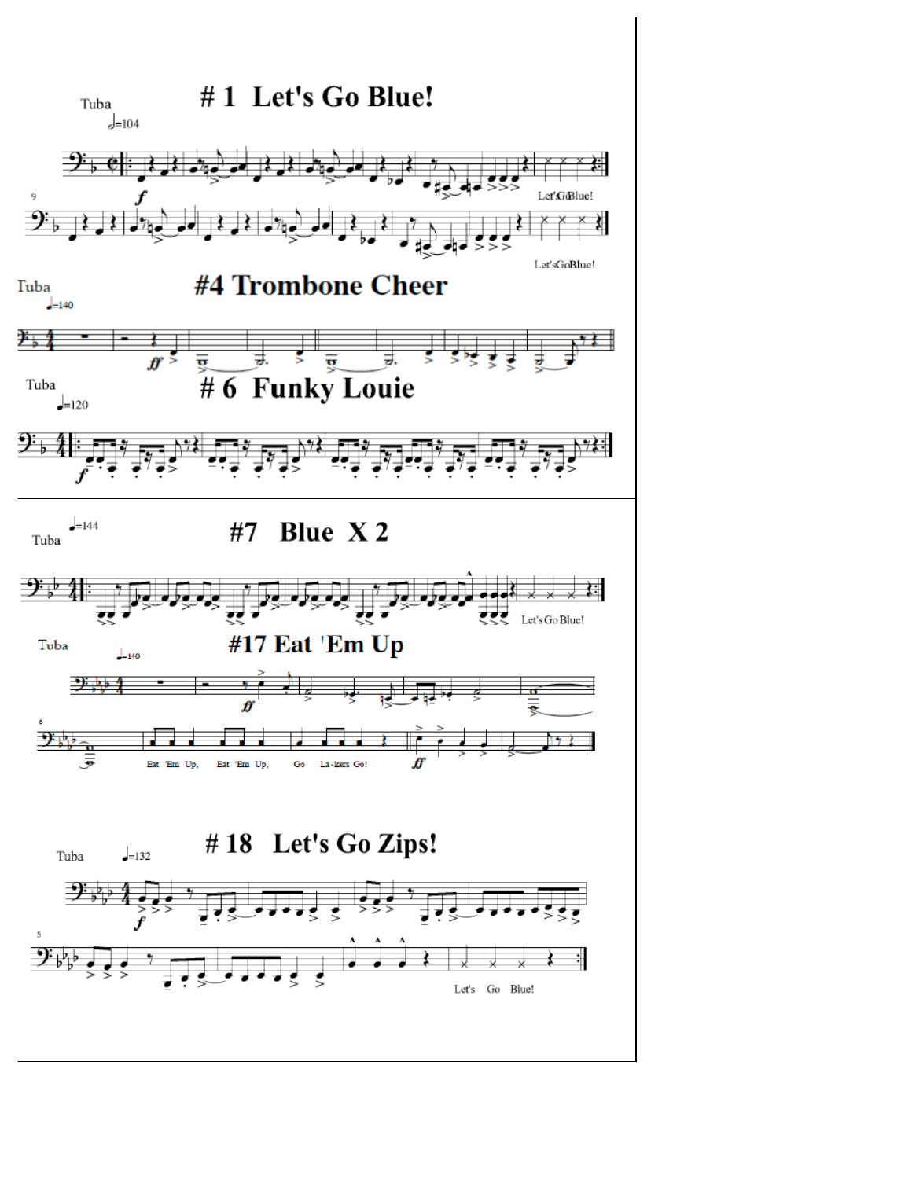# # 1 Let's Go Blue!

Tuba

𝅗𝅥=104

*f*

Let's Go Blue!

Let's Go Blue!

# #4 Trombone Cheer

Tuba

♩=140

*ff*

# # 6 Funky Louie

Tuba

♩=120

*f*

# #7 Blue X 2

Tuba

♩=144

Let's Go Blue!

# #17 Eat 'Em Up

Tuba

♩=140

*ff*

Eat 'Em Up, Eat 'Em Up, Go La-kers Go!

*ff*

# # 18 Let's Go Zips!

Tuba

♩=132

*f*

Let's Go Blue!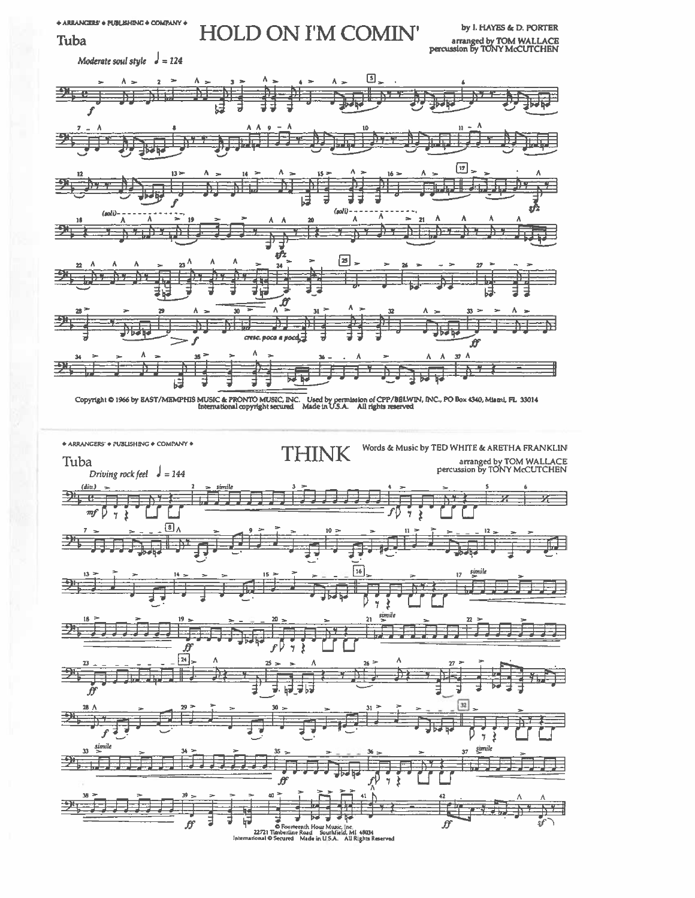◆ ARRANGERS' ◆ PUBLISHING ◆ COMPANY ◆

Tuba

# HOLD ON I'M COMIN'

by I. HAYES & D. PORTER

arranged by TOM WALLACE
percussion by TONY McCUTCHEN

*Moderate soul style* ♩ = 124

Copyright © 1966 by EAST/MEMPHIS MUSIC & PRONTO MUSIC, INC. Used by permission of CPP/BELWIN, INC., PO Box 4340, Miami, FL 33014
International copyright secured Made in U.S.A. All rights reserved

◆ ARRANGERS' ◆ PUBLISHING ◆ COMPANY ◆

Tuba

# THINK

Words & Music by TED WHITE & ARETHA FRANKLIN

arranged by TOM WALLACE
percussion by TONY McCUTCHEN

*Driving rock feel* ♩ = 144

© Fourteenth Hour Music, Inc.
22721 Timberline Road Southfield, MI 48034
International © Secured Made in U.S.A. All Rights Reserved